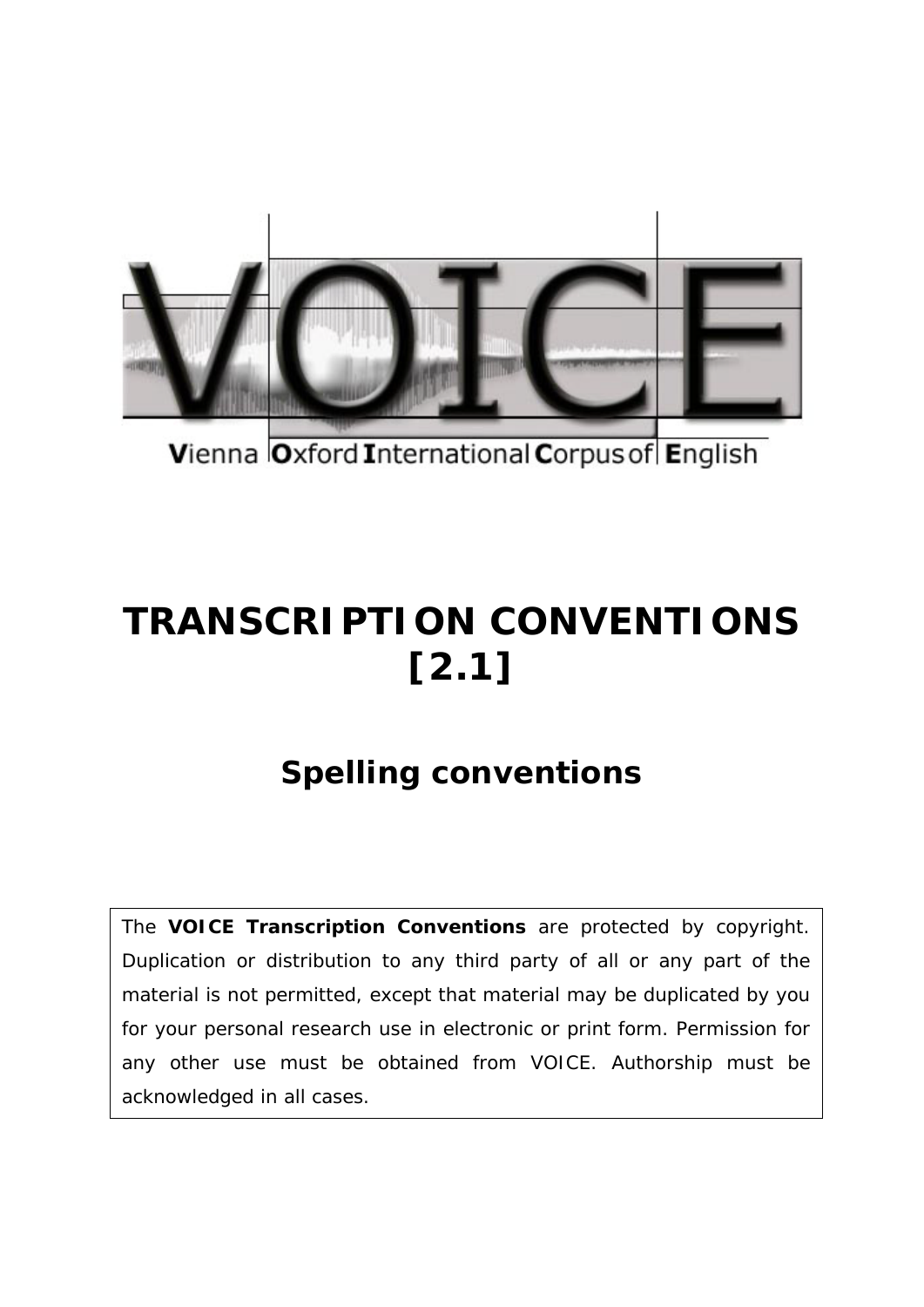# VOICE

Vienna Oxford International Corpus of English

# TRANSCRIPTION CONVENTIONS [2.1]

## Spelling conventions

The **VOICE Transcription Conventions** are protected by copyright. Duplication or distribution to any third party of all or any part of the material is not permitted, except that material may be duplicated by you for your personal research use in electronic or print form. Permission for any other use must be obtained from VOICE. Authorship must be acknowledged in all cases.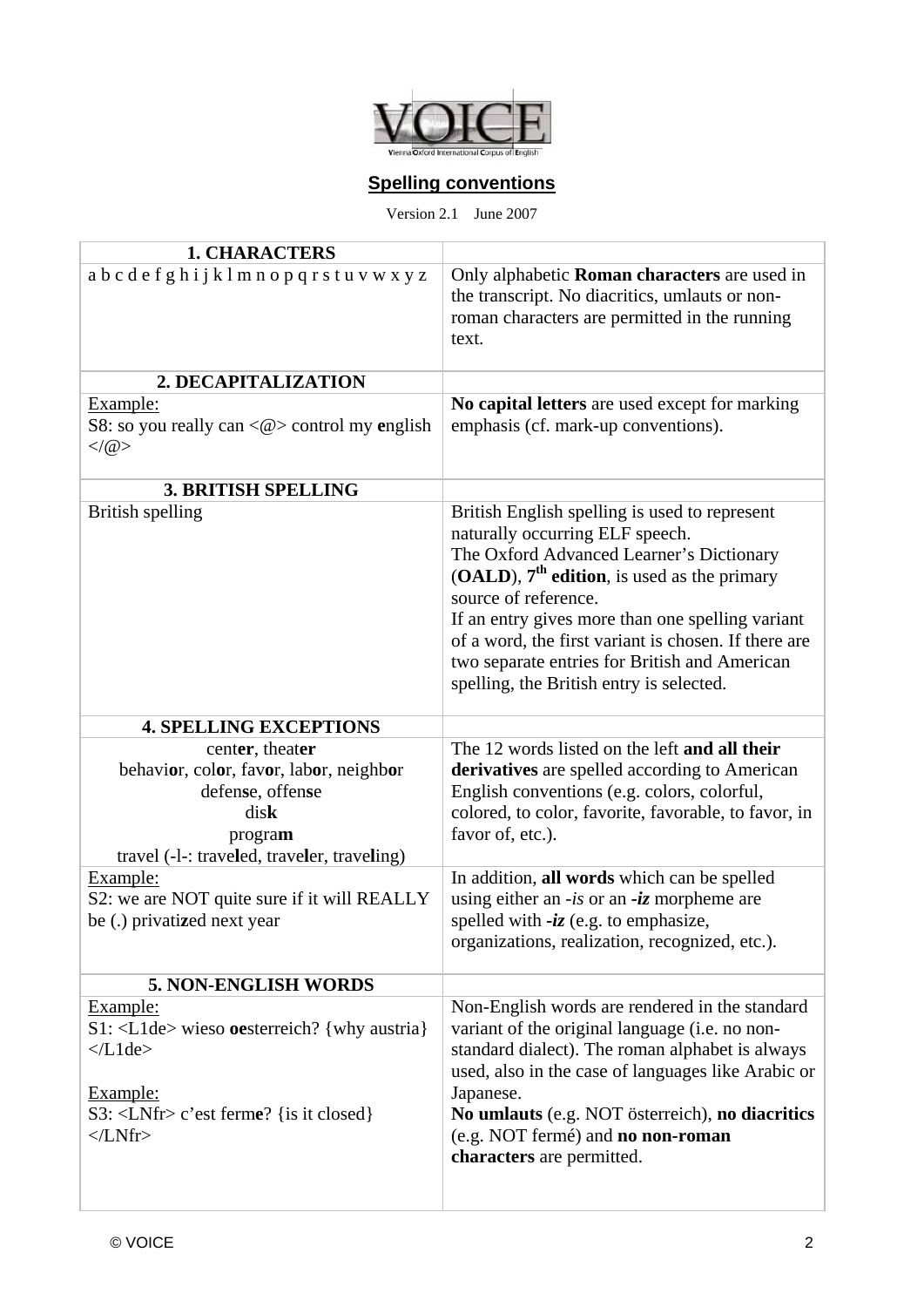VOICE

Vienna Oxford International Corpus of English

## Spelling conventions

Version 2.1 June 2007

| **1. CHARACTERS** | |
|---|---|
| a b c d e f g h i j k l m n o p q r s t u v w x y z | Only alphabetic **Roman characters** are used in the transcript. No diacritics, umlauts or non-roman characters are permitted in the running text. |
| **2. DECAPITALIZATION** | |
| Example:<br>S8: so you really can <@> control my **e**nglish </@> | **No capital letters** are used except for marking emphasis (cf. mark-up conventions). |
| **3. BRITISH SPELLING** | |
| British spelling | British English spelling is used to represent naturally occurring ELF speech.<br>The Oxford Advanced Learner's Dictionary (**OALD**), **7th edition**, is used as the primary source of reference.<br>If an entry gives more than one spelling variant of a word, the first variant is chosen. If there are two separate entries for British and American spelling, the British entry is selected. |
| **4. SPELLING EXCEPTIONS** | |
| cent**er**, theat**er**<br>behavi**o**r, col**o**r, fav**o**r, lab**o**r, neighb**o**r<br>defen**s**e, offen**s**e<br>dis**k**<br>progra**m**<br>travel (-l-: trave**l**ed, trave**l**er, trave**l**ing) | The 12 words listed on the left **and all their derivatives** are spelled according to American English conventions (e.g. colors, colorful, colored, to color, favorite, favorable, to favor, in favor of, etc.). |
| Example:<br>S2: we are NOT quite sure if it will REALLY be (.) privati**z**ed next year | In addition, **all words** which can be spelled using either an *-is* or an ***-iz*** morpheme are spelled with ***-iz*** (e.g. to emphasize, organizations, realization, recognized, etc.). |
| **5. NON-ENGLISH WORDS** | |
| Example:<br>S1: <L1de> wieso **oe**sterreich? {why austria} </L1de><br><br>Example:<br>S3: <LNfr> c'est ferm**e**? {is it closed} </LNfr> | Non-English words are rendered in the standard variant of the original language (i.e. no non-standard dialect). The roman alphabet is always used, also in the case of languages like Arabic or Japanese.<br>**No umlauts** (e.g. NOT österreich), **no diacritics** (e.g. NOT fermé) and **no non-roman characters** are permitted. |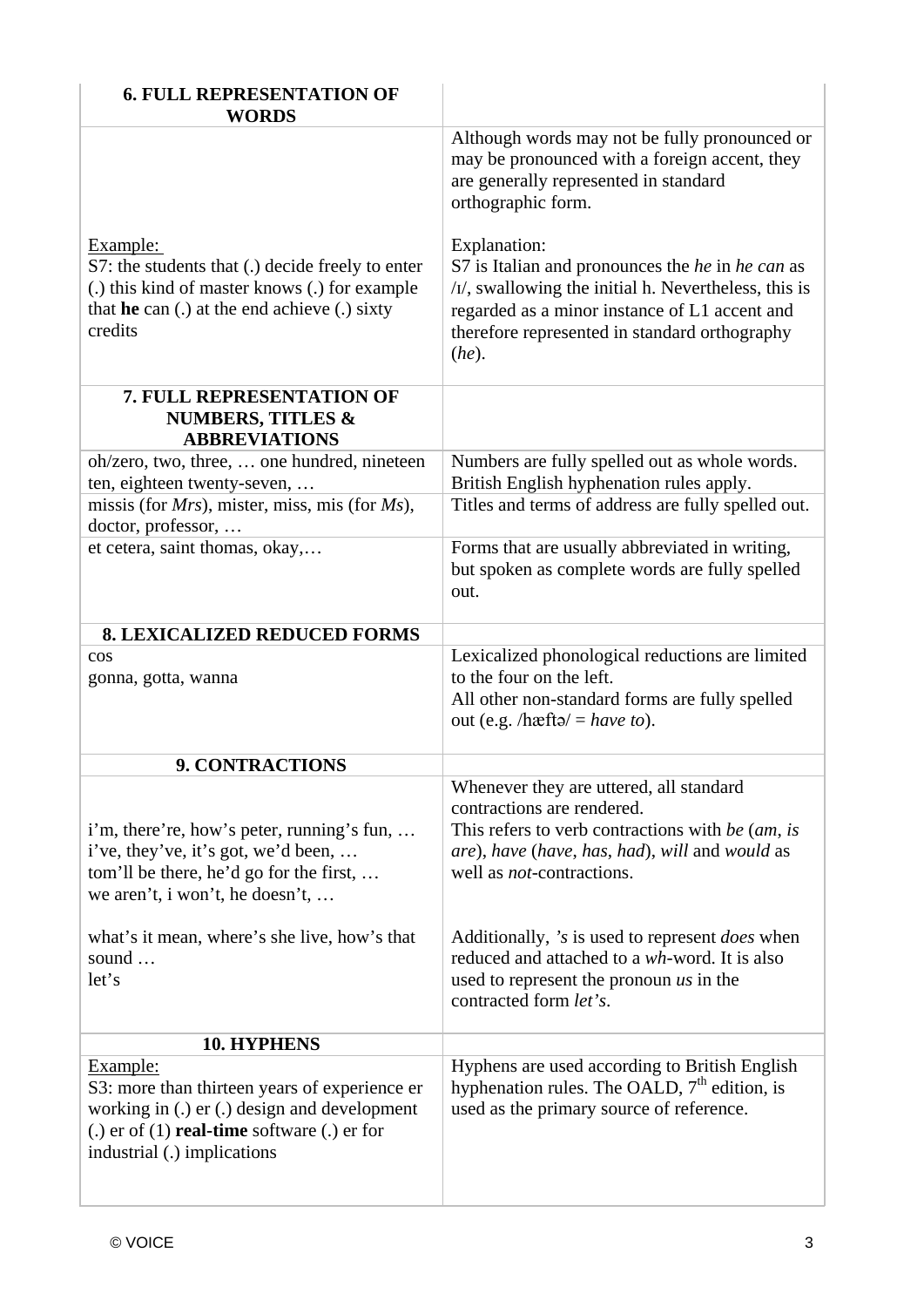| **6. FULL REPRESENTATION OF WORDS** | |
|---|---|
| Example:<br>S7: the students that (.) decide freely to enter (.) this kind of master knows (.) for example that **he** can (.) at the end achieve (.) sixty credits | Although words may not be fully pronounced or may be pronounced with a foreign accent, they are generally represented in standard orthographic form.<br><br>Explanation:<br>S7 is Italian and pronounces the *he* in *he can* as /ɪ/, swallowing the initial h. Nevertheless, this is regarded as a minor instance of L1 accent and therefore represented in standard orthography (*he*). |
| **7. FULL REPRESENTATION OF NUMBERS, TITLES & ABBREVIATIONS** | |
| oh/zero, two, three, … one hundred, nineteen ten, eighteen twenty-seven, … | Numbers are fully spelled out as whole words. British English hyphenation rules apply. |
| missis (for *Mrs*), mister, miss, mis (for *Ms*), doctor, professor, … | Titles and terms of address are fully spelled out. |
| et cetera, saint thomas, okay,… | Forms that are usually abbreviated in writing, but spoken as complete words are fully spelled out. |
| **8. LEXICALIZED REDUCED FORMS** | |
| cos<br>gonna, gotta, wanna | Lexicalized phonological reductions are limited to the four on the left.<br>All other non-standard forms are fully spelled out (e.g. /hæftə/ = *have to*). |
| **9. CONTRACTIONS** | |
| i'm, there're, how's peter, running's fun, …<br>i've, they've, it's got, we'd been, …<br>tom'll be there, he'd go for the first, …<br>we aren't, i won't, he doesn't, …<br><br>what's it mean, where's she live, how's that sound …<br>let's | Whenever they are uttered, all standard contractions are rendered.<br>This refers to verb contractions with *be* (*am*, *is are*), *have* (*have*, *has*, *had*), *will* and *would* as well as *not*-contractions.<br><br>Additionally, *'s* is used to represent *does* when reduced and attached to a *wh*-word. It is also used to represent the pronoun *us* in the contracted form *let's*. |
| **10. HYPHENS** | |
| Example:<br>S3: more than thirteen years of experience er working in (.) er (.) design and development (.) er of (1) **real-time** software (.) er for industrial (.) implications | Hyphens are used according to British English hyphenation rules. The OALD, 7th edition, is used as the primary source of reference. |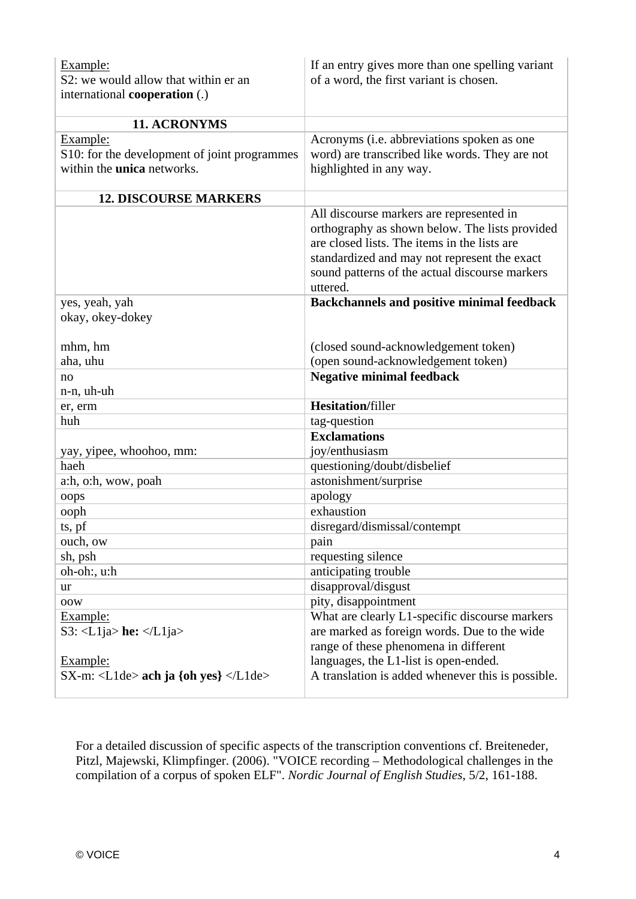| | |
|---|---|
| Example:<br>S2: we would allow that within er an international **cooperation** (.) | If an entry gives more than one spelling variant of a word, the first variant is chosen. |
| **11. ACRONYMS** | |
| Example:<br>S10: for the development of joint programmes within the **unica** networks. | Acronyms (i.e. abbreviations spoken as one word) are transcribed like words. They are not highlighted in any way. |
| **12. DISCOURSE MARKERS** | |
| | All discourse markers are represented in orthography as shown below. The lists provided are closed lists. The items in the lists are standardized and may not represent the exact sound patterns of the actual discourse markers uttered. |
| yes, yeah, yah<br>okay, okey-dokey<br><br>mhm, hm<br>aha, uhu | **Backchannels and positive minimal feedback**<br><br><br>(closed sound-acknowledgement token)<br>(open sound-acknowledgement token) |
| no<br>n-n, uh-uh | **Negative minimal feedback** |
| er, erm | **Hesitation/**filler |
| huh | tag-question |
| <br>yay, yipee, whoohoo, mm: | **Exclamations**<br>joy/enthusiasm |
| haeh | questioning/doubt/disbelief |
| a:h, o:h, wow, poah | astonishment/surprise |
| oops | apology |
| ooph | exhaustion |
| ts, pf | disregard/dismissal/contempt |
| ouch, ow | pain |
| sh, psh | requesting silence |
| oh-oh:, u:h | anticipating trouble |
| ur | disapproval/disgust |
| oow | pity, disappointment |
| Example:<br>S3: <L1ja> **he:** </L1ja><br><br>Example:<br>SX-m: <L1de> **ach ja {oh yes}** </L1de> | What are clearly L1-specific discourse markers are marked as foreign words. Due to the wide range of these phenomena in different languages, the L1-list is open-ended.<br>A translation is added whenever this is possible. |

For a detailed discussion of specific aspects of the transcription conventions cf. Breiteneder, Pitzl, Majewski, Klimpfinger. (2006). "VOICE recording – Methodological challenges in the compilation of a corpus of spoken ELF". *Nordic Journal of English Studies*, 5/2, 161-188.

© VOICE